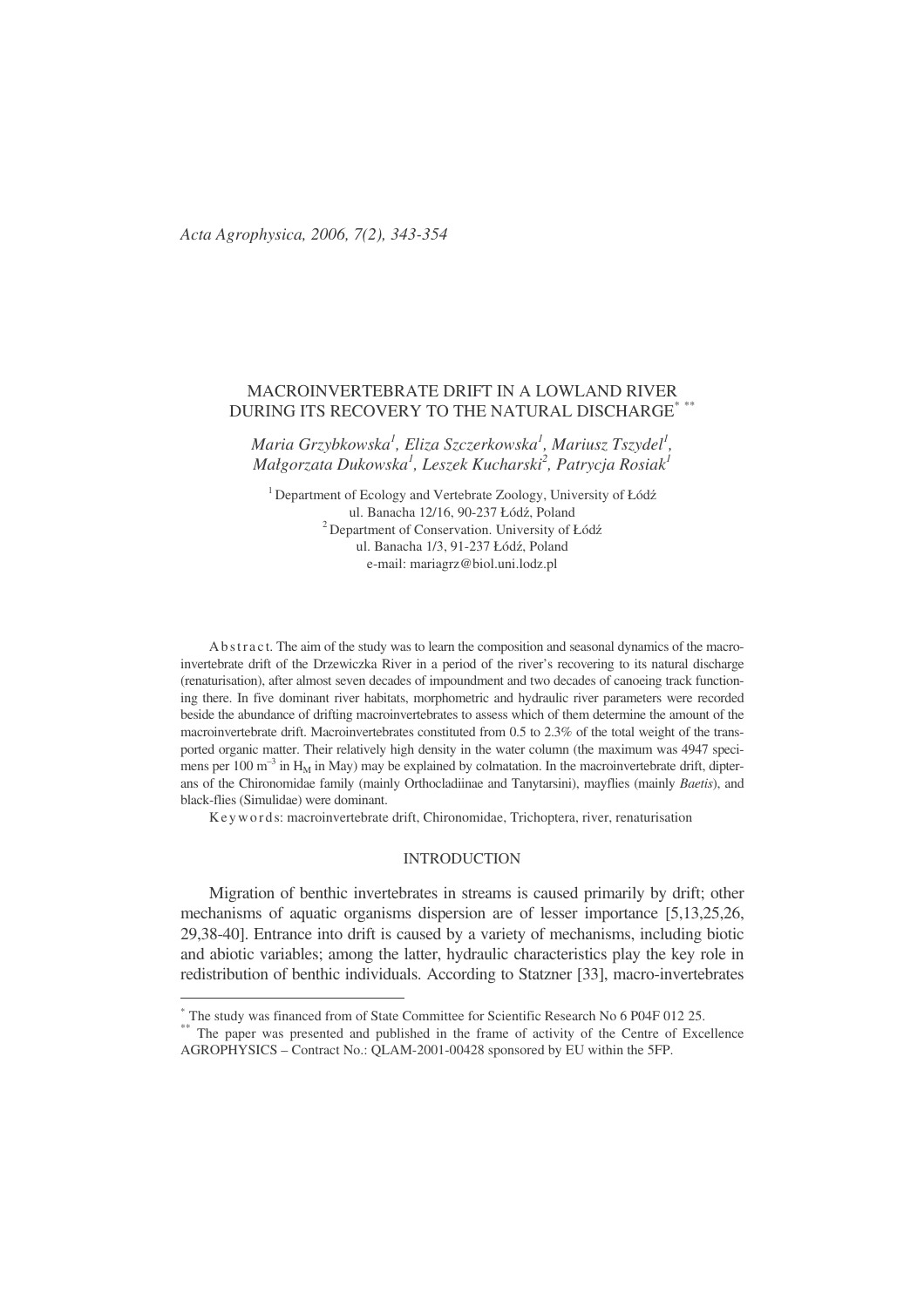# MACROINVERTEBRATE DRIFT IN A LOWLAND RIVER DURING ITS RECOVERY TO THE NATURAL DISCHARGE[*] [**]

*Maria Grzybkowska[1], Eliza Szczerkowska[1], Mariusz Tszydel[1], Małgorzata Dukowska[1], Leszek Kucharski[2], Patrycja Rosiak[1]*

[1] Department of Ecology and Vertebrate Zoology, University of Łódź
ul. Banacha 12/16, 90-237 Łódź, Poland
[2] Department of Conservation. University of Łódź
ul. Banacha 1/3, 91-237 Łódź, Poland
e-mail: mariagrz@biol.uni.lodz.pl

A b s t r a c t. The aim of the study was to learn the composition and seasonal dynamics of the macroinvertebrate drift of the Drzewiczka River in a period of the river's recovering to its natural discharge (renaturisation), after almost seven decades of impoundment and two decades of canoeing track functioning there. In five dominant river habitats, morphometric and hydraulic river parameters were recorded beside the abundance of drifting macroinvertebrates to assess which of them determine the amount of the macroinvertebrate drift. Macroinvertebrates constituted from 0.5 to 2.3% of the total weight of the transported organic matter. Their relatively high density in the water column (the maximum was 4947 specimens per 100 $m^{-3}$ in $H_M$ in May) may be explained by colmatation. In the macroinvertebrate drift, dipterans of the Chironomidae family (mainly Orthocladiinae and Tanytarsini), mayflies (mainly *Baetis*), and black-flies (Simulidae) were dominant.

K e y w o r d s: macroinvertebrate drift, Chironomidae, Trichoptera, river, renaturisation

## INTRODUCTION

Migration of benthic invertebrates in streams is caused primarily by drift; other mechanisms of aquatic organisms dispersion are of lesser importance [5,13,25,26,29,38-40]. Entrance into drift is caused by a variety of mechanisms, including biotic and abiotic variables; among the latter, hydraulic characteristics play the key role in redistribution of benthic individuals. According to Statzner [33], macro-invertebrates

---

[*] The study was financed from of State Committee for Scientific Research No 6 P04F 012 25.

[**] The paper was presented and published in the frame of activity of the Centre of Excellence AGROPHYSICS – Contract No.: QLAM-2001-00428 sponsored by EU within the 5FP.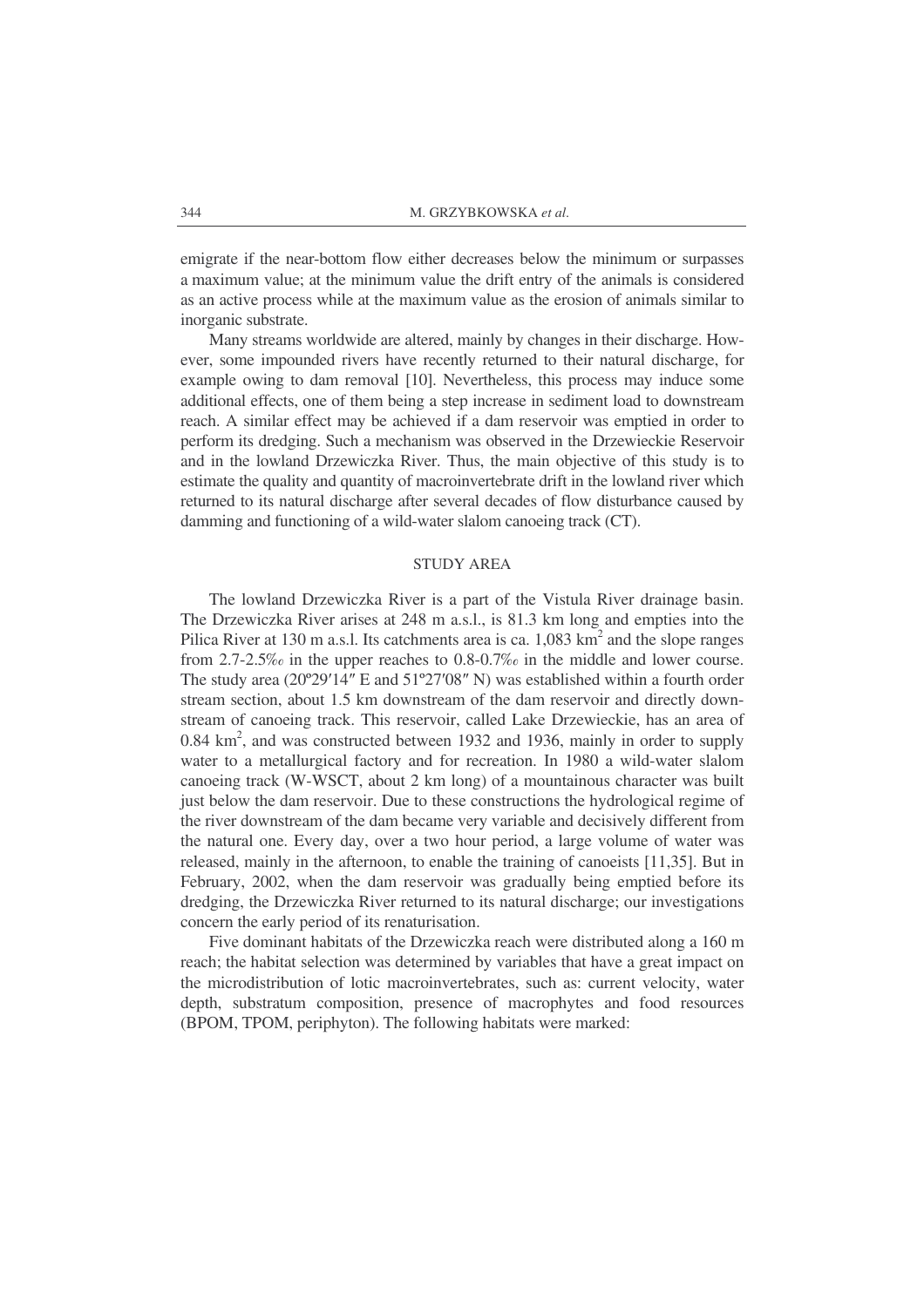emigrate if the near-bottom flow either decreases below the minimum or surpasses a maximum value; at the minimum value the drift entry of the animals is considered as an active process while at the maximum value as the erosion of animals similar to inorganic substrate.

Many streams worldwide are altered, mainly by changes in their discharge. However, some impounded rivers have recently returned to their natural discharge, for example owing to dam removal [10]. Nevertheless, this process may induce some additional effects, one of them being a step increase in sediment load to downstream reach. A similar effect may be achieved if a dam reservoir was emptied in order to perform its dredging. Such a mechanism was observed in the Drzewieckie Reservoir and in the lowland Drzewiczka River. Thus, the main objective of this study is to estimate the quality and quantity of macroinvertebrate drift in the lowland river which returned to its natural discharge after several decades of flow disturbance caused by damming and functioning of a wild-water slalom canoeing track (CT).

## STUDY AREA

The lowland Drzewiczka River is a part of the Vistula River drainage basin. The Drzewiczka River arises at 248 m a.s.l., is 81.3 km long and empties into the Pilica River at 130 m a.s.l. Its catchments area is ca. 1,083 km$^2$ and the slope ranges from 2.7-2.5‰ in the upper reaches to 0.8-0.7‰ in the middle and lower course. The study area (20º29′14″ E and 51º27′08″ N) was established within a fourth order stream section, about 1.5 km downstream of the dam reservoir and directly downstream of canoeing track. This reservoir, called Lake Drzewieckie, has an area of 0.84 km$^2$, and was constructed between 1932 and 1936, mainly in order to supply water to a metallurgical factory and for recreation. In 1980 a wild-water slalom canoeing track (W-WSCT, about 2 km long) of a mountainous character was built just below the dam reservoir. Due to these constructions the hydrological regime of the river downstream of the dam became very variable and decisively different from the natural one. Every day, over a two hour period, a large volume of water was released, mainly in the afternoon, to enable the training of canoeists [11,35]. But in February, 2002, when the dam reservoir was gradually being emptied before its dredging, the Drzewiczka River returned to its natural discharge; our investigations concern the early period of its renaturisation.

Five dominant habitats of the Drzewiczka reach were distributed along a 160 m reach; the habitat selection was determined by variables that have a great impact on the microdistribution of lotic macroinvertebrates, such as: current velocity, water depth, substratum composition, presence of macrophytes and food resources (BPOM, TPOM, periphyton). The following habitats were marked: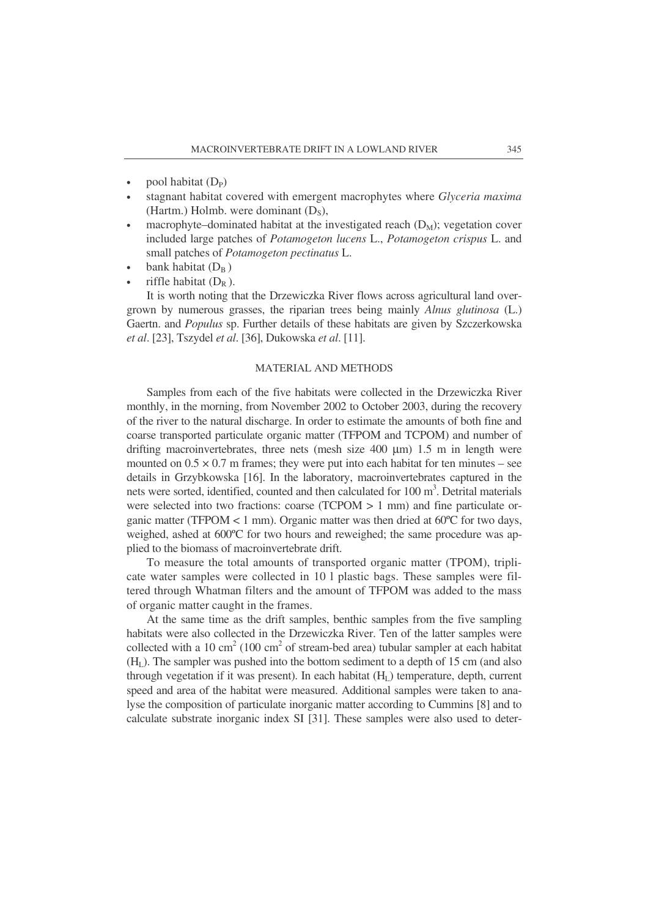- pool habitat ($D_P$)
- stagnant habitat covered with emergent macrophytes where *Glyceria maxima* (Hartm.) Holmb. were dominant ($D_S$),
- macrophyte–dominated habitat at the investigated reach ($D_M$); vegetation cover included large patches of *Potamogeton lucens* L., *Potamogeton crispus* L. and small patches of *Potamogeton pectinatus* L.
- bank habitat ($D_B$)
- riffle habitat ($D_R$).

It is worth noting that the Drzewiczka River flows across agricultural land overgrown by numerous grasses, the riparian trees being mainly *Alnus glutinosa* (L.) Gaertn. and *Populus* sp. Further details of these habitats are given by Szczerkowska *et al*. [23], Tszydel *et al*. [36], Dukowska *et al*. [11].

## MATERIAL AND METHODS

Samples from each of the five habitats were collected in the Drzewiczka River monthly, in the morning, from November 2002 to October 2003, during the recovery of the river to the natural discharge. In order to estimate the amounts of both fine and coarse transported particulate organic matter (TFPOM and TCPOM) and number of drifting macroinvertebrates, three nets (mesh size 400 μm) 1.5 m in length were mounted on $0.5 \times 0.7$ m frames; they were put into each habitat for ten minutes – see details in Grzybkowska [16]. In the laboratory, macroinvertebrates captured in the nets were sorted, identified, counted and then calculated for 100 $m^3$. Detrital materials were selected into two fractions: coarse (TCPOM > 1 mm) and fine particulate organic matter (TFPOM < 1 mm). Organic matter was then dried at 60ºC for two days, weighed, ashed at 600ºC for two hours and reweighed; the same procedure was applied to the biomass of macroinvertebrate drift.

To measure the total amounts of transported organic matter (TPOM), triplicate water samples were collected in 10 l plastic bags. These samples were filtered through Whatman filters and the amount of TFPOM was added to the mass of organic matter caught in the frames.

At the same time as the drift samples, benthic samples from the five sampling habitats were also collected in the Drzewiczka River. Ten of the latter samples were collected with a 10 $cm^2$ (100 $cm^2$ of stream-bed area) tubular sampler at each habitat ($H_L$). The sampler was pushed into the bottom sediment to a depth of 15 cm (and also through vegetation if it was present). In each habitat ($H_L$) temperature, depth, current speed and area of the habitat were measured. Additional samples were taken to analyse the composition of particulate inorganic matter according to Cummins [8] and to calculate substrate inorganic index SI [31]. These samples were also used to deter-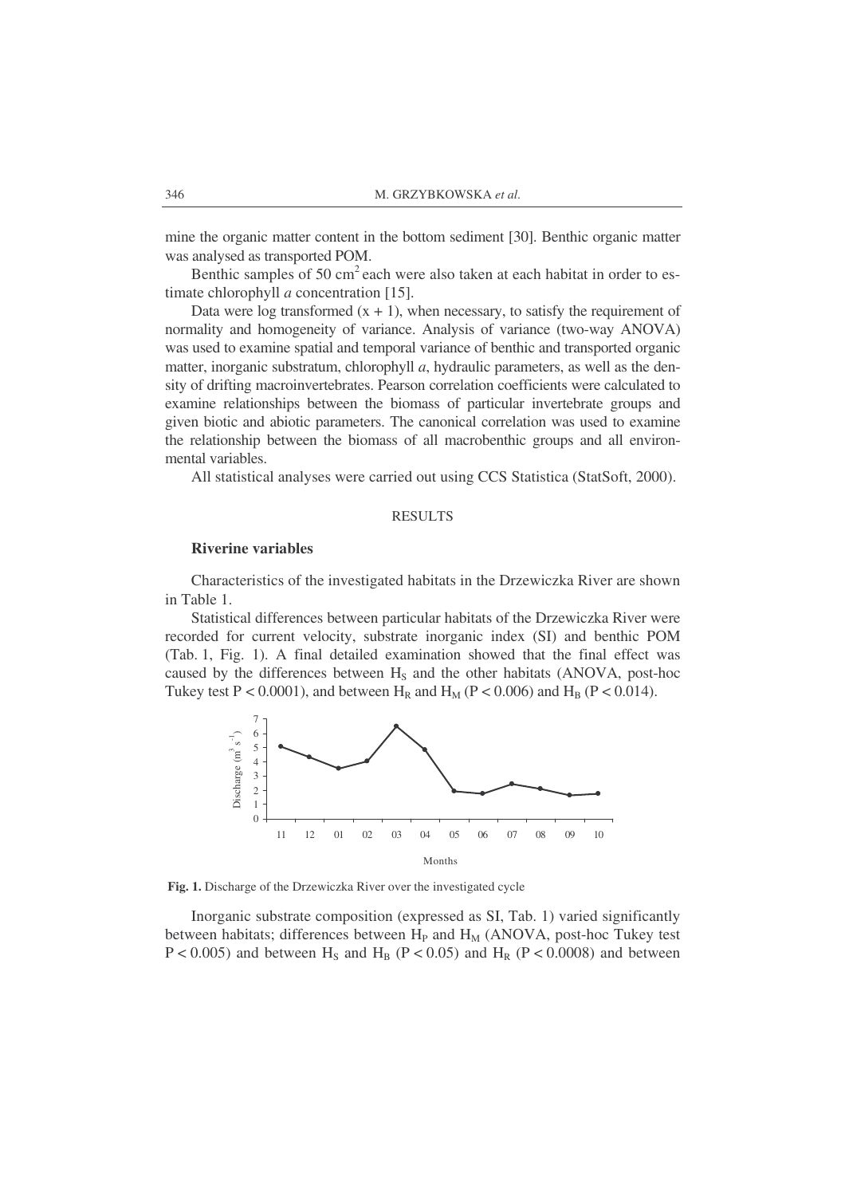mine the organic matter content in the bottom sediment [30]. Benthic organic matter was analysed as transported POM.

Benthic samples of 50 $cm^2$ each were also taken at each habitat in order to estimate chlorophyll *a* concentration [15].

Data were log transformed $(x + 1)$, when necessary, to satisfy the requirement of normality and homogeneity of variance. Analysis of variance (two-way ANOVA) was used to examine spatial and temporal variance of benthic and transported organic matter, inorganic substratum, chlorophyll *a*, hydraulic parameters, as well as the density of drifting macroinvertebrates. Pearson correlation coefficients were calculated to examine relationships between the biomass of particular invertebrate groups and given biotic and abiotic parameters. The canonical correlation was used to examine the relationship between the biomass of all macrobenthic groups and all environmental variables.

All statistical analyses were carried out using CCS Statistica (StatSoft, 2000).

## RESULTS

### Riverine variables

Characteristics of the investigated habitats in the Drzewiczka River are shown in Table 1.

Statistical differences between particular habitats of the Drzewiczka River were recorded for current velocity, substrate inorganic index (SI) and benthic POM (Tab. 1, Fig. 1). A final detailed examination showed that the final effect was caused by the differences between $H_S$ and the other habitats (ANOVA, post-hoc Tukey test $P < 0.0001$), and between $H_R$ and $H_M$ ($P < 0.006$) and $H_B$ ($P < 0.014$).

**Fig. 1.** Discharge of the Drzewiczka River over the investigated cycle

Inorganic substrate composition (expressed as SI, Tab. 1) varied significantly between habitats; differences between $H_P$ and $H_M$ (ANOVA, post-hoc Tukey test $P < 0.005$) and between $H_S$ and $H_B$ ($P < 0.05$) and $H_R$ ($P < 0.0008$) and between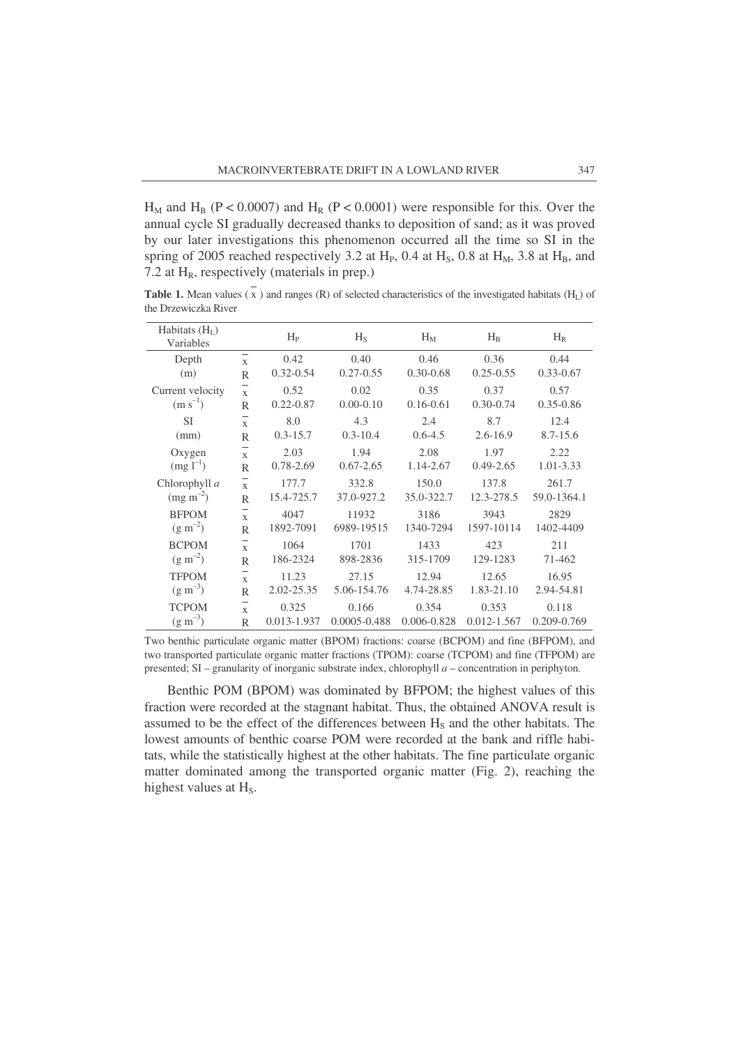$H_M$ and $H_B$ ($P < 0.0007$) and $H_R$ ($P < 0.0001$) were responsible for this. Over the annual cycle SI gradually decreased thanks to deposition of sand; as it was proved by our later investigations this phenomenon occurred all the time so SI in the spring of 2005 reached respectively 3.2 at $H_P$, 0.4 at $H_S$, 0.8 at $H_M$, 3.8 at $H_B$, and 7.2 at $H_R$, respectively (materials in prep.)

**Table 1.** Mean values ($\bar{x}$) and ranges (R) of selected characteristics of the investigated habitats ($H_L$) of the Drzewiczka River

| Habitats ($H_L$) Variables | | $H_P$ | $H_S$ | $H_M$ | $H_B$ | $H_R$ |
|---|---|---|---|---|---|---|
| Depth | $\bar{x}$ | 0.42 | 0.40 | 0.46 | 0.36 | 0.44 |
| (m) | R | 0.32-0.54 | 0.27-0.55 | 0.30-0.68 | 0.25-0.55 | 0.33-0.67 |
| Current velocity | $\bar{x}$ | 0.52 | 0.02 | 0.35 | 0.37 | 0.57 |
| ($m\ s^{-1}$) | R | 0.22-0.87 | 0.00-0.10 | 0.16-0.61 | 0.30-0.74 | 0.35-0.86 |
| SI | $\bar{x}$ | 8.0 | 4.3 | 2.4 | 8.7 | 12.4 |
| (mm) | R | 0.3-15.7 | 0.3-10.4 | 0.6-4.5 | 2.6-16.9 | 8.7-15.6 |
| Oxygen | $\bar{x}$ | 2.03 | 1.94 | 2.08 | 1.97 | 2.22 |
| ($mg\ l^{-1}$) | R | 0.78-2.69 | 0.67-2.65 | 1.14-2.67 | 0.49-2.65 | 1.01-3.33 |
| Chlorophyll *a* | $\bar{x}$ | 177.7 | 332.8 | 150.0 | 137.8 | 261.7 |
| ($mg\ m^{-2}$) | R | 15.4-725.7 | 37.0-927.2 | 35.0-322.7 | 12.3-278.5 | 59.0-1364.1 |
| BFPOM | $\bar{x}$ | 4047 | 11932 | 3186 | 3943 | 2829 |
| ($g\ m^{-2}$) | R | 1892-7091 | 6989-19515 | 1340-7294 | 1597-10114 | 1402-4409 |
| BCPOM | $\bar{x}$ | 1064 | 1701 | 1433 | 423 | 211 |
| ($g\ m^{-2}$) | R | 186-2324 | 898-2836 | 315-1709 | 129-1283 | 71-462 |
| TFPOM | $\bar{x}$ | 11.23 | 27.15 | 12.94 | 12.65 | 16.95 |
| ($g\ m^{-3}$) | R | 2.02-25.35 | 5.06-154.76 | 4.74-28.85 | 1.83-21.10 | 2.94-54.81 |
| TCPOM | $\bar{x}$ | 0.325 | 0.166 | 0.354 | 0.353 | 0.118 |
| ($g\ m^{-3}$) | R | 0.013-1.937 | 0.0005-0.488 | 0.006-0.828 | 0.012-1.567 | 0.209-0.769 |

Two benthic particulate organic matter (BPOM) fractions: coarse (BCPOM) and fine (BFPOM), and two transported particulate organic matter fractions (TPOM): coarse (TCPOM) and fine (TFPOM) are presented; SI – granularity of inorganic substrate index, chlorophyll *a* – concentration in periphyton.

Benthic POM (BPOM) was dominated by BFPOM; the highest values of this fraction were recorded at the stagnant habitat. Thus, the obtained ANOVA result is assumed to be the effect of the differences between $H_S$ and the other habitats. The lowest amounts of benthic coarse POM were recorded at the bank and riffle habitats, while the statistically highest at the other habitats. The fine particulate organic matter dominated among the transported organic matter (Fig. 2), reaching the highest values at $H_S$.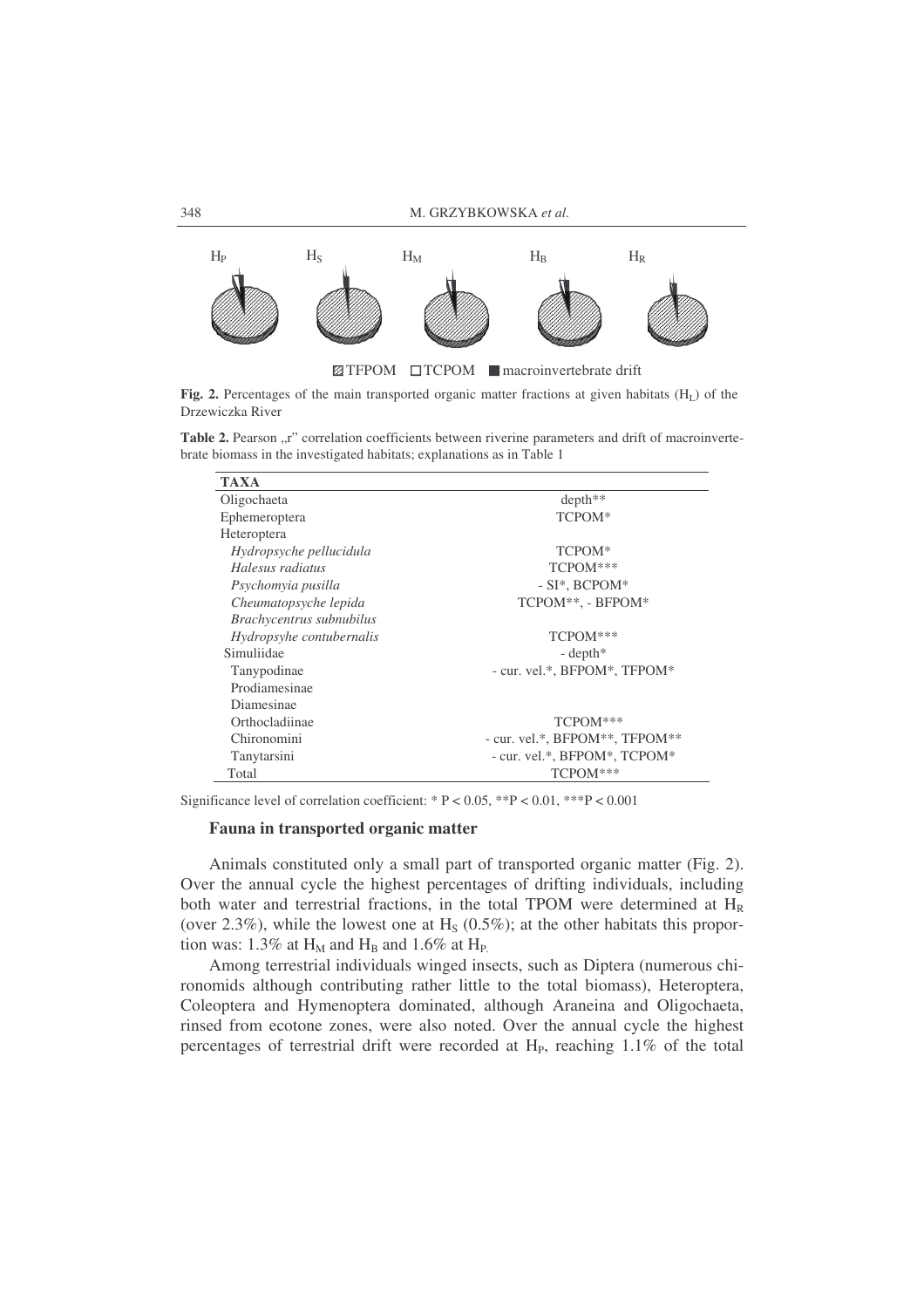$H_P$ $H_S$ $H_M$ $H_B$ $H_R$

TFPOM TCPOM macroinvertebrate drift

**Fig. 2.** Percentages of the main transported organic matter fractions at given habitats ($H_L$) of the Drzewiczka River

**Table 2.** Pearson „r" correlation coefficients between riverine parameters and drift of macroinvertebrate biomass in the investigated habitats; explanations as in Table 1

| TAXA | |
|---|---|
| Oligochaeta | depth** |
| Ephemeroptera | TCPOM* |
| Heteroptera | |
| *Hydropsyche pellucidula* | TCPOM* |
| *Halesus radiatus* | TCPOM*** |
| *Psychomyia pusilla* | - SI*, BCPOM* |
| *Cheumatopsyche lepida* | TCPOM**, - BFPOM* |
| *Brachycentrus subnubilus* | |
| *Hydropsyhe contubernalis* | TCPOM*** |
| Simuliidae | - depth* |
| Tanypodinae | - cur. vel.*, BFPOM*, TFPOM* |
| Prodiamesinae | |
| Diamesinae | |
| Orthocladiinae | TCPOM*** |
| Chironomini | - cur. vel.*, BFPOM**, TFPOM** |
| Tanytarsini | - cur. vel.*, BFPOM*, TCPOM* |
| Total | TCPOM*** |

Significance level of correlation coefficient: * $P < 0.05$, **$P < 0.01$, ***$P < 0.001$

### Fauna in transported organic matter

Animals constituted only a small part of transported organic matter (Fig. 2). Over the annual cycle the highest percentages of drifting individuals, including both water and terrestrial fractions, in the total TPOM were determined at $H_R$ (over 2.3%), while the lowest one at $H_S$ (0.5%); at the other habitats this proportion was: 1.3% at $H_M$ and $H_B$ and 1.6% at $H_P$.

Among terrestrial individuals winged insects, such as Diptera (numerous chironomids although contributing rather little to the total biomass), Heteroptera, Coleoptera and Hymenoptera dominated, although Araneina and Oligochaeta, rinsed from ecotone zones, were also noted. Over the annual cycle the highest percentages of terrestrial drift were recorded at $H_P$, reaching 1.1% of the total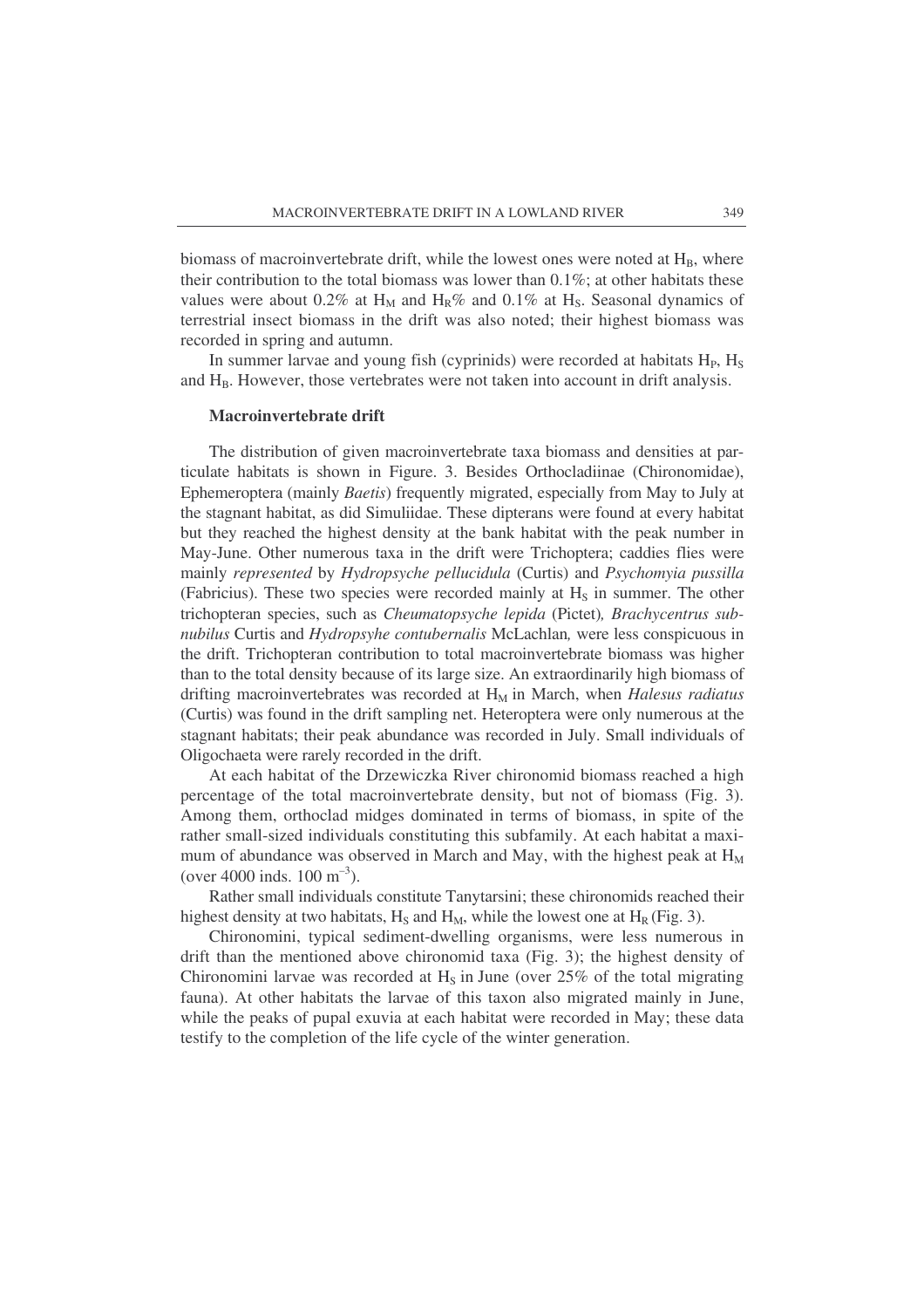biomass of macroinvertebrate drift, while the lowest ones were noted at $H_B$, where their contribution to the total biomass was lower than 0.1%; at other habitats these values were about 0.2% at $H_M$ and $H_R$% and 0.1% at $H_S$. Seasonal dynamics of terrestrial insect biomass in the drift was also noted; their highest biomass was recorded in spring and autumn.

In summer larvae and young fish (cyprinids) were recorded at habitats $H_P$, $H_S$ and $H_B$. However, those vertebrates were not taken into account in drift analysis.

### Macroinvertebrate drift

The distribution of given macroinvertebrate taxa biomass and densities at particulate habitats is shown in Figure. 3. Besides Orthocladiinae (Chironomidae), Ephemeroptera (mainly *Baetis*) frequently migrated, especially from May to July at the stagnant habitat, as did Simuliidae. These dipterans were found at every habitat but they reached the highest density at the bank habitat with the peak number in May-June. Other numerous taxa in the drift were Trichoptera; caddies flies were mainly *represented* by *Hydropsyche pellucidula* (Curtis) and *Psychomyia pussilla* (Fabricius). These two species were recorded mainly at $H_S$ in summer. The other trichopteran species, such as *Cheumatopsyche lepida* (Pictet)*, Brachycentrus subnubilus* Curtis and *Hydropsyhe contubernalis* McLachlan*,* were less conspicuous in the drift. Trichopteran contribution to total macroinvertebrate biomass was higher than to the total density because of its large size. An extraordinarily high biomass of drifting macroinvertebrates was recorded at $H_M$ in March, when *Halesus radiatus* (Curtis) was found in the drift sampling net. Heteroptera were only numerous at the stagnant habitats; their peak abundance was recorded in July. Small individuals of Oligochaeta were rarely recorded in the drift.

At each habitat of the Drzewiczka River chironomid biomass reached a high percentage of the total macroinvertebrate density, but not of biomass (Fig. 3). Among them, orthoclad midges dominated in terms of biomass, in spite of the rather small-sized individuals constituting this subfamily. At each habitat a maximum of abundance was observed in March and May, with the highest peak at $H_M$ (over 4000 inds. 100 $m^{-3}$).

Rather small individuals constitute Tanytarsini; these chironomids reached their highest density at two habitats, $H_S$ and $H_M$, while the lowest one at $H_R$ (Fig. 3).

Chironomini, typical sediment-dwelling organisms, were less numerous in drift than the mentioned above chironomid taxa (Fig. 3); the highest density of Chironomini larvae was recorded at $H_S$ in June (over 25% of the total migrating fauna). At other habitats the larvae of this taxon also migrated mainly in June, while the peaks of pupal exuvia at each habitat were recorded in May; these data testify to the completion of the life cycle of the winter generation.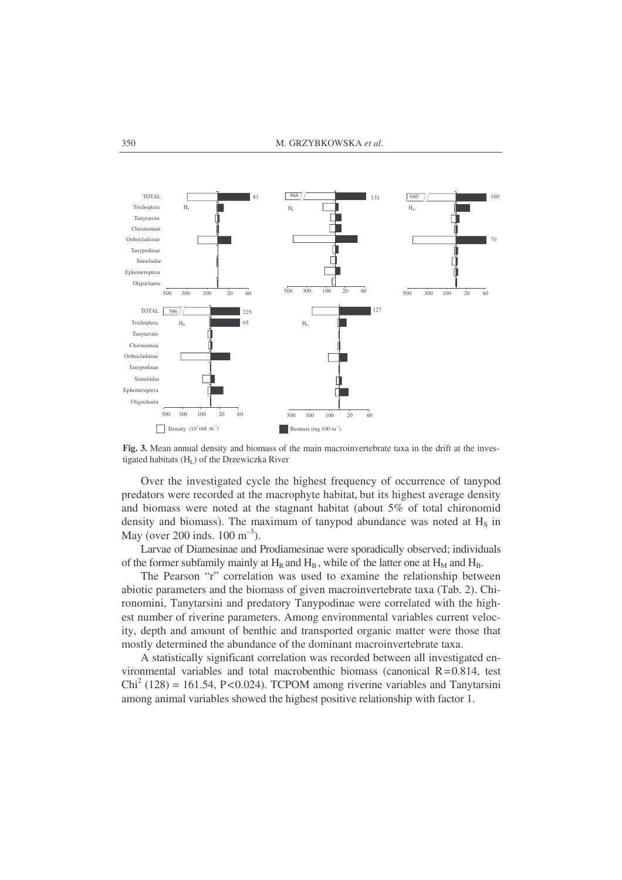**Fig. 3.** Mean annual density and biomass of the main macroinvertebrate taxa in the drift at the investigated habitats ($H_L$) of the Drzewiczka River

Over the investigated cycle the highest frequency of occurrence of tanypod predators were recorded at the macrophyte habitat, but its highest average density and biomass were noted at the stagnant habitat (about 5% of total chironomid density and biomass). The maximum of tanypod abundance was noted at $H_S$ in May (over 200 inds. 100 $m^{-3}$).

Larvae of Diamesinae and Prodiamesinae were sporadically observed; individuals of the former subfamily mainly at $H_R$ and $H_B$, while of the latter one at $H_M$ and $H_B$.

The Pearson "r" correlation was used to examine the relationship between abiotic parameters and the biomass of given macroinvertebrate taxa (Tab. 2). Chironomini, Tanytarsini and predatory Tanypodinae were correlated with the highest number of riverine parameters. Among environmental variables current velocity, depth and amount of benthic and transported organic matter were those that mostly determined the abundance of the dominant macroinvertebrate taxa.

A statistically significant correlation was recorded between all investigated environmental variables and total macrobenthic biomass (canonical $R = 0.814$, test $Chi^2$ $(128) = 161.54$, $P < 0.024$). TCPOM among riverine variables and Tanytarsini among animal variables showed the highest positive relationship with factor 1.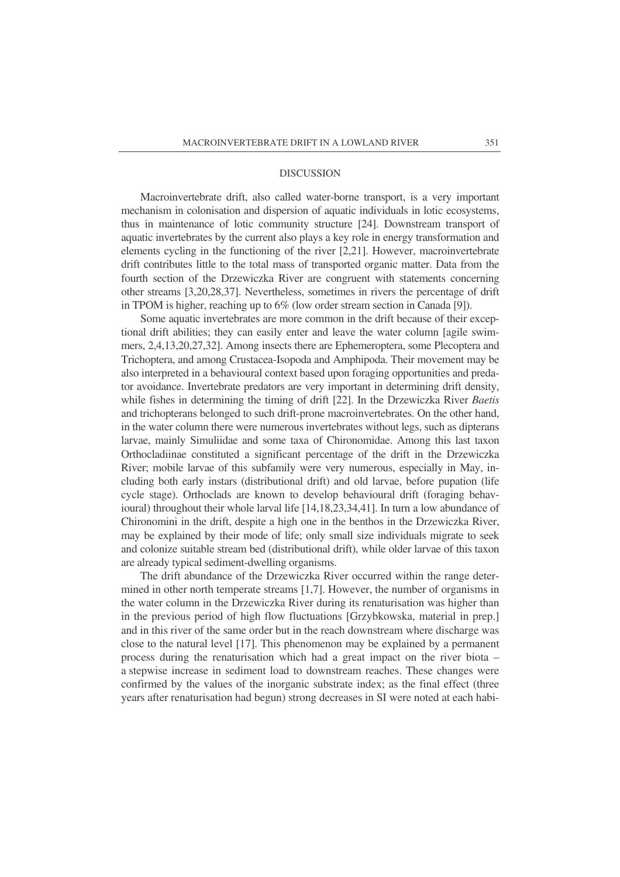## DISCUSSION

Macroinvertebrate drift, also called water-borne transport, is a very important mechanism in colonisation and dispersion of aquatic individuals in lotic ecosystems, thus in maintenance of lotic community structure [24]. Downstream transport of aquatic invertebrates by the current also plays a key role in energy transformation and elements cycling in the functioning of the river [2,21]. However, macroinvertebrate drift contributes little to the total mass of transported organic matter. Data from the fourth section of the Drzewiczka River are congruent with statements concerning other streams [3,20,28,37]. Nevertheless, sometimes in rivers the percentage of drift in TPOM is higher, reaching up to 6% (low order stream section in Canada [9]).

Some aquatic invertebrates are more common in the drift because of their exceptional drift abilities; they can easily enter and leave the water column [agile swimmers, 2,4,13,20,27,32]. Among insects there are Ephemeroptera, some Plecoptera and Trichoptera, and among Crustacea-Isopoda and Amphipoda. Their movement may be also interpreted in a behavioural context based upon foraging opportunities and predator avoidance. Invertebrate predators are very important in determining drift density, while fishes in determining the timing of drift [22]. In the Drzewiczka River *Baetis* and trichopterans belonged to such drift-prone macroinvertebrates. On the other hand, in the water column there were numerous invertebrates without legs, such as dipterans larvae, mainly Simuliidae and some taxa of Chironomidae. Among this last taxon Orthocladiinae constituted a significant percentage of the drift in the Drzewiczka River; mobile larvae of this subfamily were very numerous, especially in May, including both early instars (distributional drift) and old larvae, before pupation (life cycle stage). Orthoclads are known to develop behavioural drift (foraging behavioural) throughout their whole larval life [14,18,23,34,41]. In turn a low abundance of Chironomini in the drift, despite a high one in the benthos in the Drzewiczka River, may be explained by their mode of life; only small size individuals migrate to seek and colonize suitable stream bed (distributional drift), while older larvae of this taxon are already typical sediment-dwelling organisms.

The drift abundance of the Drzewiczka River occurred within the range determined in other north temperate streams [1,7]. However, the number of organisms in the water column in the Drzewiczka River during its renaturisation was higher than in the previous period of high flow fluctuations [Grzybkowska, material in prep.] and in this river of the same order but in the reach downstream where discharge was close to the natural level [17]. This phenomenon may be explained by a permanent process during the renaturisation which had a great impact on the river biota – a stepwise increase in sediment load to downstream reaches. These changes were confirmed by the values of the inorganic substrate index; as the final effect (three years after renaturisation had begun) strong decreases in SI were noted at each habi-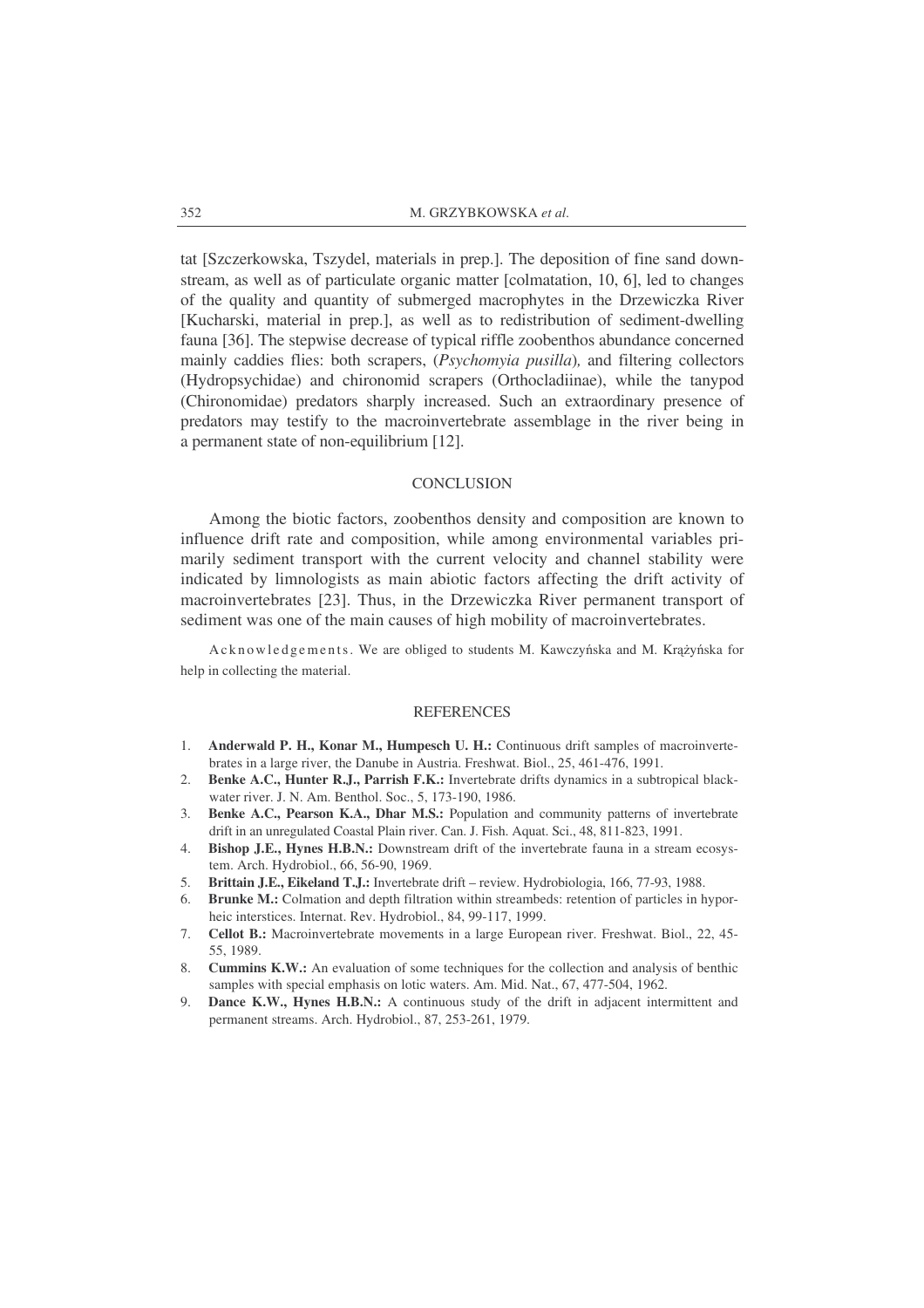tat [Szczerkowska, Tszydel, materials in prep.]. The deposition of fine sand downstream, as well as of particulate organic matter [colmatation, 10, 6], led to changes of the quality and quantity of submerged macrophytes in the Drzewiczka River [Kucharski, material in prep.], as well as to redistribution of sediment-dwelling fauna [36]. The stepwise decrease of typical riffle zoobenthos abundance concerned mainly caddies flies: both scrapers, (*Psychomyia pusilla*)*,* and filtering collectors (Hydropsychidae) and chironomid scrapers (Orthocladiinae), while the tanypod (Chironomidae) predators sharply increased. Such an extraordinary presence of predators may testify to the macroinvertebrate assemblage in the river being in a permanent state of non-equilibrium [12].

## CONCLUSION

Among the biotic factors, zoobenthos density and composition are known to influence drift rate and composition, while among environmental variables primarily sediment transport with the current velocity and channel stability were indicated by limnologists as main abiotic factors affecting the drift activity of macroinvertebrates [23]. Thus, in the Drzewiczka River permanent transport of sediment was one of the main causes of high mobility of macroinvertebrates.

Acknowledgements. We are obliged to students M. Kawczyńska and M. Krążyńska for help in collecting the material.

## REFERENCES

1. **Anderwald P. H., Konar M., Humpesch U. H.:** Continuous drift samples of macroinvertebrates in a large river, the Danube in Austria. Freshwat. Biol., 25, 461-476, 1991.
2. **Benke A.C., Hunter R.J., Parrish F.K.:** Invertebrate drifts dynamics in a subtropical blackwater river. J. N. Am. Benthol. Soc., 5, 173-190, 1986.
3. **Benke A.C., Pearson K.A., Dhar M.S.:** Population and community patterns of invertebrate drift in an unregulated Coastal Plain river. Can. J. Fish. Aquat. Sci., 48, 811-823, 1991.
4. **Bishop J.E., Hynes H.B.N.:** Downstream drift of the invertebrate fauna in a stream ecosystem. Arch. Hydrobiol., 66, 56-90, 1969.
5. **Brittain J.E., Eikeland T.J.:** Invertebrate drift – review. Hydrobiologia, 166, 77-93, 1988.
6. **Brunke M.:** Colmation and depth filtration within streambeds: retention of particles in hyporheic interstices. Internat. Rev. Hydrobiol., 84, 99-117, 1999.
7. **Cellot B.:** Macroinvertebrate movements in a large European river. Freshwat. Biol., 22, 45-55, 1989.
8. **Cummins K.W.:** An evaluation of some techniques for the collection and analysis of benthic samples with special emphasis on lotic waters. Am. Mid. Nat., 67, 477-504, 1962.
9. **Dance K.W., Hynes H.B.N.:** A continuous study of the drift in adjacent intermittent and permanent streams. Arch. Hydrobiol., 87, 253-261, 1979.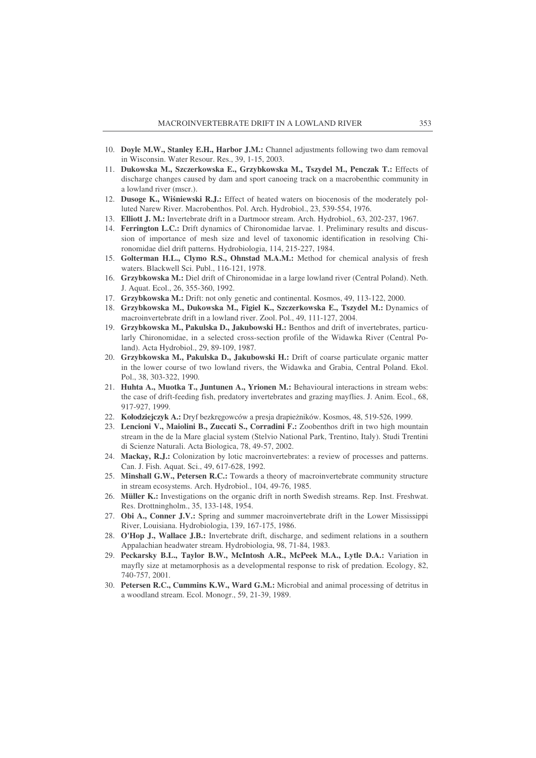10. **Doyle M.W., Stanley E.H., Harbor J.M.:** Channel adjustments following two dam removal in Wisconsin. Water Resour. Res., 39, 1-15, 2003.
11. **Dukowska M., Szczerkowska E., Grzybkowska M., Tszydel M., Penczak T.:** Effects of discharge changes caused by dam and sport canoeing track on a macrobenthic community in a lowland river (mscr.).
12. **Dusoge K., Wiśniewski R.J.:** Effect of heated waters on biocenosis of the moderately polluted Narew River. Macrobenthos. Pol. Arch. Hydrobiol., 23, 539-554, 1976.
13. **Elliott J. M.:** Invertebrate drift in a Dartmoor stream. Arch. Hydrobiol., 63, 202-237, 1967.
14. **Ferrington L.C.:** Drift dynamics of Chironomidae larvae. 1. Preliminary results and discussion of importance of mesh size and level of taxonomic identification in resolving Chironomidae diel drift patterns. Hydrobiologia, 114, 215-227, 1984.
15. **Golterman H.L., Clymo R.S., Ohnstad M.A.M.:** Method for chemical analysis of fresh waters. Blackwell Sci. Publ., 116-121, 1978.
16. **Grzybkowska M.:** Diel drift of Chironomidae in a large lowland river (Central Poland). Neth. J. Aquat. Ecol., 26, 355-360, 1992.
17. **Grzybkowska M.:** Drift: not only genetic and continental. Kosmos, 49, 113-122, 2000.
18. **Grzybkowska M., Dukowska M., Figiel K., Szczerkowska E., Tszydel M.:** Dynamics of macroinvertebrate drift in a lowland river. Zool. Pol., 49, 111-127, 2004.
19. **Grzybkowska M., Pakulska D., Jakubowski H.:** Benthos and drift of invertebrates, particularly Chironomidae, in a selected cross-section profile of the Widawka River (Central Poland). Acta Hydrobiol., 29, 89-109, 1987.
20. **Grzybkowska M., Pakulska D., Jakubowski H.:** Drift of coarse particulate organic matter in the lower course of two lowland rivers, the Widawka and Grabia, Central Poland. Ekol. Pol., 38, 303-322, 1990.
21. **Huhta A., Muotka T., Juntunen A., Yrionen M.:** Behavioural interactions in stream webs: the case of drift-feeding fish, predatory invertebrates and grazing mayflies. J. Anim. Ecol., 68, 917-927, 1999.
22. **Kołodziejczyk A.:** Dryf bezkręgowców a presja drapieżników. Kosmos, 48, 519-526, 1999.
23. **Lencioni V., Maiolini B., Zuccati S., Corradini F.:** Zoobenthos drift in two high mountain stream in the de la Mare glacial system (Stelvio National Park, Trentino, Italy). Studi Trentini di Scienze Naturali. Acta Biologica, 78, 49-57, 2002.
24. **Mackay, R.J.:** Colonization by lotic macroinvertebrates: a review of processes and patterns. Can. J. Fish. Aquat. Sci., 49, 617-628, 1992.
25. **Minshall G.W., Petersen R.C.:** Towards a theory of macroinvertebrate community structure in stream ecosystems. Arch. Hydrobiol., 104, 49-76, 1985.
26. **Müller K.:** Investigations on the organic drift in north Swedish streams. Rep. Inst. Freshwat. Res. Drottningholm., 35, 133-148, 1954.
27. **Obi A., Conner J.V.:** Spring and summer macroinvertebrate drift in the Lower Mississippi River, Louisiana. Hydrobiologia, 139, 167-175, 1986.
28. **O'Hop J., Wallace J.B.:** Invertebrate drift, discharge, and sediment relations in a southern Appalachian headwater stream. Hydrobiologia, 98, 71-84, 1983.
29. **Peckarsky B.L., Taylor B.W., McIntosh A.R., McPeek M.A., Lytle D.A.:** Variation in mayfly size at metamorphosis as a developmental response to risk of predation. Ecology, 82, 740-757, 2001.
30. **Petersen R.C., Cummins K.W., Ward G.M.:** Microbial and animal processing of detritus in a woodland stream. Ecol. Monogr., 59, 21-39, 1989.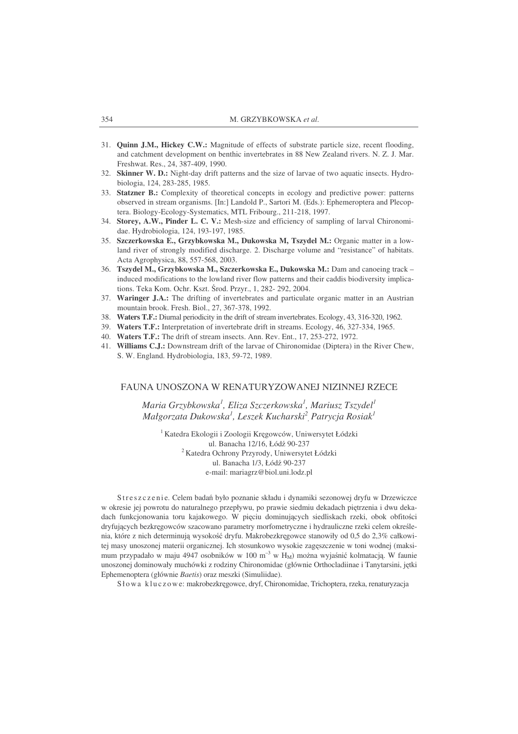31. **Quinn J.M., Hickey C.W.:** Magnitude of effects of substrate particle size, recent flooding, and catchment development on benthic invertebrates in 88 New Zealand rivers. N. Z. J. Mar. Freshwat. Res., 24, 387-409, 1990.
32. **Skinner W. D.:** Night-day drift patterns and the size of larvae of two aquatic insects. Hydrobiologia, 124, 283-285, 1985.
33. **Statzner B.:** Complexity of theoretical concepts in ecology and predictive power: patterns observed in stream organisms. [In:] Landold P., Sartori M. (Eds.): Ephemeroptera and Plecoptera. Biology-Ecology-Systematics, MTL Fribourg., 211-218, 1997.
34. **Storey, A.W., Pinder L. C. V.:** Mesh-size and efficiency of sampling of larval Chironomidae. Hydrobiologia, 124, 193-197, 1985.
35. **Szczerkowska E., Grzybkowska M., Dukowska M, Tszydel M.:** Organic matter in a lowland river of strongly modified discharge. 2. Discharge volume and "resistance" of habitats. Acta Agrophysica, 88, 557-568, 2003.
36. **Tszydel M., Grzybkowska M., Szczerkowska E., Dukowska M.:** Dam and canoeing track – induced modifications to the lowland river flow patterns and their caddis biodiversity implications. Teka Kom. Ochr. Kszt. Środ. Przyr., 1, 282- 292, 2004.
37. **Waringer J.A.:** The drifting of invertebrates and particulate organic matter in an Austrian mountain brook. Fresh. Biol., 27, 367-378, 1992.
38. **Waters T.F.:** Diurnal periodicity in the drift of stream invertebrates. Ecology, 43, 316-320, 1962.
39. **Waters T.F.:** Interpretation of invertebrate drift in streams. Ecology, 46, 327-334, 1965.
40. **Waters T.F.:** The drift of stream insects. Ann. Rev. Ent., 17, 253-272, 1972.
41. **Williams C.J.:** Downstream drift of the larvae of Chironomidae (Diptera) in the River Chew, S. W. England. Hydrobiologia, 183, 59-72, 1989.

## FAUNA UNOSZONA W RENATURYZOWANEJ NIZINNEJ RZECE

*Maria Grzybkowska[1], Eliza Szczerkowska[1], Mariusz Tszydel[1]*
*Małgorzata Dukowska[1], Leszek Kucharski[2], Patrycja Rosiak[1]*

[1] Katedra Ekologii i Zoologii Kręgowców, Uniwersytet Łódzki
ul. Banacha 12/16, Łódź 90-237
[2] Katedra Ochrony Przyrody, Uniwersytet Łódzki
ul. Banacha 1/3, Łódź 90-237
e-mail: mariagrz@biol.uni.lodz.pl

Streszczenie. Celem badań było poznanie składu i dynamiki sezonowej dryfu w Drzewiczce w okresie jej powrotu do naturalnego przepływu, po prawie siedmiu dekadach piętrzenia i dwu dekadach funkcjonowania toru kajakowego. W pięciu dominujących siedliskach rzeki, obok obfitości dryfujących bezkręgowców szacowano parametry morfometryczne i hydrauliczne rzeki celem określenia, które z nich determinują wysokość dryfu. Makrobezkręgowce stanowiły od 0,5 do 2,3% całkowitej masy unoszonej materii organicznej. Ich stosunkowo wysokie zagęszczenie w toni wodnej (maksimum przypadało w maju 4947 osobników w 100 $m^{-3}$ w $H_M$) można wyjaśnić kolmatacją. W faunie unoszonej dominowały muchówki z rodziny Chironomidae (głównie Orthocladiinae i Tanytarsini, jętki Ephemenoptera (głównie *Baetis*) oraz meszki (Simuliidae).

Słowa kluczowe: makrobezkręgowce, dryf, Chironomidae, Trichoptera, rzeka, renaturyzacja